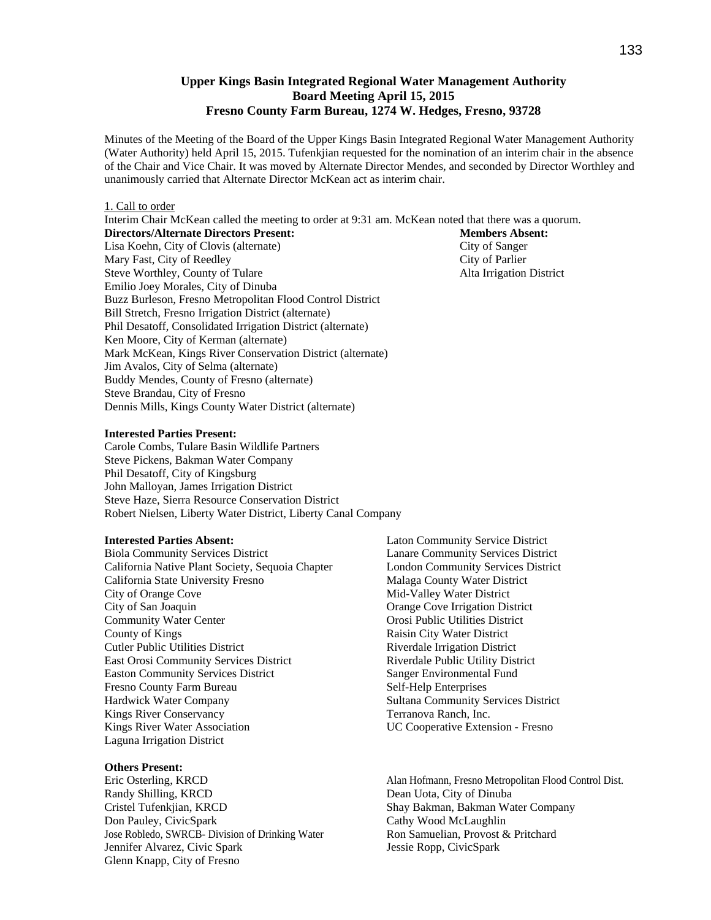**Upper Kings Basin Integrated Regional Water Management Authority**
**Board Meeting April 15, 2015**
**Fresno County Farm Bureau, 1274 W. Hedges, Fresno, 93728**

Minutes of the Meeting of the Board of the Upper Kings Basin Integrated Regional Water Management Authority (Water Authority) held April 15, 2015. Tufenkjian requested for the nomination of an interim chair in the absence of the Chair and Vice Chair. It was moved by Alternate Director Mendes, and seconded by Director Worthley and unanimously carried that Alternate Director McKean act as interim chair.

1. Call to order

Interim Chair McKean called the meeting to order at 9:31 am. McKean noted that there was a quorum.

**Directors/Alternate Directors Present:**
Lisa Koehn, City of Clovis (alternate)
Mary Fast, City of Reedley
Steve Worthley, County of Tulare
Emilio Joey Morales, City of Dinuba
Buzz Burleson, Fresno Metropolitan Flood Control District
Bill Stretch, Fresno Irrigation District (alternate)
Phil Desatoff, Consolidated Irrigation District (alternate)
Ken Moore, City of Kerman (alternate)
Mark McKean, Kings River Conservation District (alternate)
Jim Avalos, City of Selma (alternate)
Buddy Mendes, County of Fresno (alternate)
Steve Brandau, City of Fresno
Dennis Mills, Kings County Water District (alternate)

**Members Absent:**
City of Sanger
City of Parlier
Alta Irrigation District

**Interested Parties Present:**
Carole Combs, Tulare Basin Wildlife Partners
Steve Pickens, Bakman Water Company
Phil Desatoff, City of Kingsburg
John Malloyan, James Irrigation District
Steve Haze, Sierra Resource Conservation District
Robert Nielsen, Liberty Water District, Liberty Canal Company

**Interested Parties Absent:**
Biola Community Services District
California Native Plant Society, Sequoia Chapter
California State University Fresno
City of Orange Cove
City of San Joaquin
Community Water Center
County of Kings
Cutler Public Utilities District
East Orosi Community Services District
Easton Community Services District
Fresno County Farm Bureau
Hardwick Water Company
Kings River Conservancy
Kings River Water Association
Laguna Irrigation District
Laton Community Service District
Lanare Community Services District
London Community Services District
Malaga County Water District
Mid-Valley Water District
Orange Cove Irrigation District
Orosi Public Utilities District
Raisin City Water District
Riverdale Irrigation District
Riverdale Public Utility District
Sanger Environmental Fund
Self-Help Enterprises
Sultana Community Services District
Terranova Ranch, Inc.
UC Cooperative Extension - Fresno

**Others Present:**
Eric Osterling, KRCD
Randy Shilling, KRCD
Cristel Tufenkjian, KRCD
Don Pauley, CivicSpark
Jose Robledo, SWRCB- Division of Drinking Water
Jennifer Alvarez, Civic Spark
Glenn Knapp, City of Fresno
Alan Hofmann, Fresno Metropolitan Flood Control Dist.
Dean Uota, City of Dinuba
Shay Bakman, Bakman Water Company
Cathy Wood McLaughlin
Ron Samuelian, Provost & Pritchard
Jessie Ropp, CivicSpark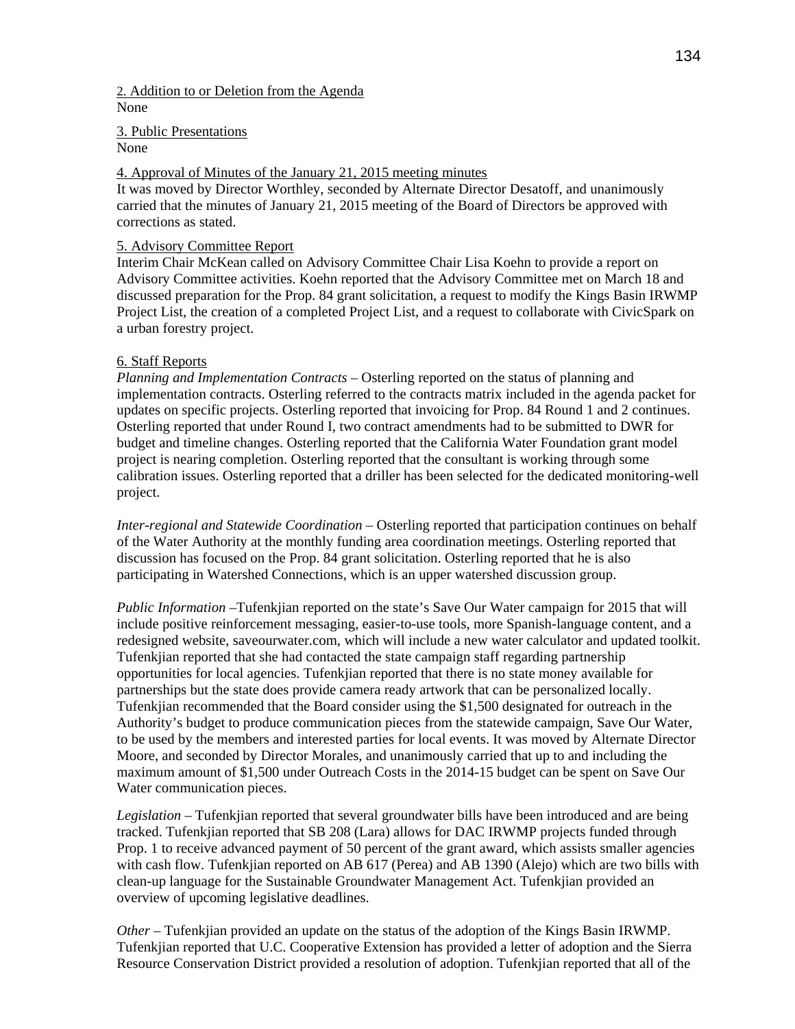2. Addition to or Deletion from the Agenda
None

3. Public Presentations
None

4. Approval of Minutes of the January 21, 2015 meeting minutes
It was moved by Director Worthley, seconded by Alternate Director Desatoff, and unanimously carried that the minutes of January 21, 2015 meeting of the Board of Directors be approved with corrections as stated.

5. Advisory Committee Report
Interim Chair McKean called on Advisory Committee Chair Lisa Koehn to provide a report on Advisory Committee activities. Koehn reported that the Advisory Committee met on March 18 and discussed preparation for the Prop. 84 grant solicitation, a request to modify the Kings Basin IRWMP Project List, the creation of a completed Project List, and a request to collaborate with CivicSpark on a urban forestry project.

6. Staff Reports
*Planning and Implementation Contracts* – Osterling reported on the status of planning and implementation contracts. Osterling referred to the contracts matrix included in the agenda packet for updates on specific projects. Osterling reported that invoicing for Prop. 84 Round 1 and 2 continues. Osterling reported that under Round I, two contract amendments had to be submitted to DWR for budget and timeline changes. Osterling reported that the California Water Foundation grant model project is nearing completion. Osterling reported that the consultant is working through some calibration issues. Osterling reported that a driller has been selected for the dedicated monitoring-well project.

*Inter-regional and Statewide Coordination* – Osterling reported that participation continues on behalf of the Water Authority at the monthly funding area coordination meetings. Osterling reported that discussion has focused on the Prop. 84 grant solicitation. Osterling reported that he is also participating in Watershed Connections, which is an upper watershed discussion group.

*Public Information* –Tufenkjian reported on the state's Save Our Water campaign for 2015 that will include positive reinforcement messaging, easier-to-use tools, more Spanish-language content, and a redesigned website, saveourwater.com, which will include a new water calculator and updated toolkit. Tufenkjian reported that she had contacted the state campaign staff regarding partnership opportunities for local agencies. Tufenkjian reported that there is no state money available for partnerships but the state does provide camera ready artwork that can be personalized locally. Tufenkjian recommended that the Board consider using the $1,500 designated for outreach in the Authority's budget to produce communication pieces from the statewide campaign, Save Our Water, to be used by the members and interested parties for local events. It was moved by Alternate Director Moore, and seconded by Director Morales, and unanimously carried that up to and including the maximum amount of $1,500 under Outreach Costs in the 2014-15 budget can be spent on Save Our Water communication pieces.

*Legislation* – Tufenkjian reported that several groundwater bills have been introduced and are being tracked. Tufenkjian reported that SB 208 (Lara) allows for DAC IRWMP projects funded through Prop. 1 to receive advanced payment of 50 percent of the grant award, which assists smaller agencies with cash flow. Tufenkjian reported on AB 617 (Perea) and AB 1390 (Alejo) which are two bills with clean-up language for the Sustainable Groundwater Management Act. Tufenkjian provided an overview of upcoming legislative deadlines.

*Other* – Tufenkjian provided an update on the status of the adoption of the Kings Basin IRWMP. Tufenkjian reported that U.C. Cooperative Extension has provided a letter of adoption and the Sierra Resource Conservation District provided a resolution of adoption. Tufenkjian reported that all of the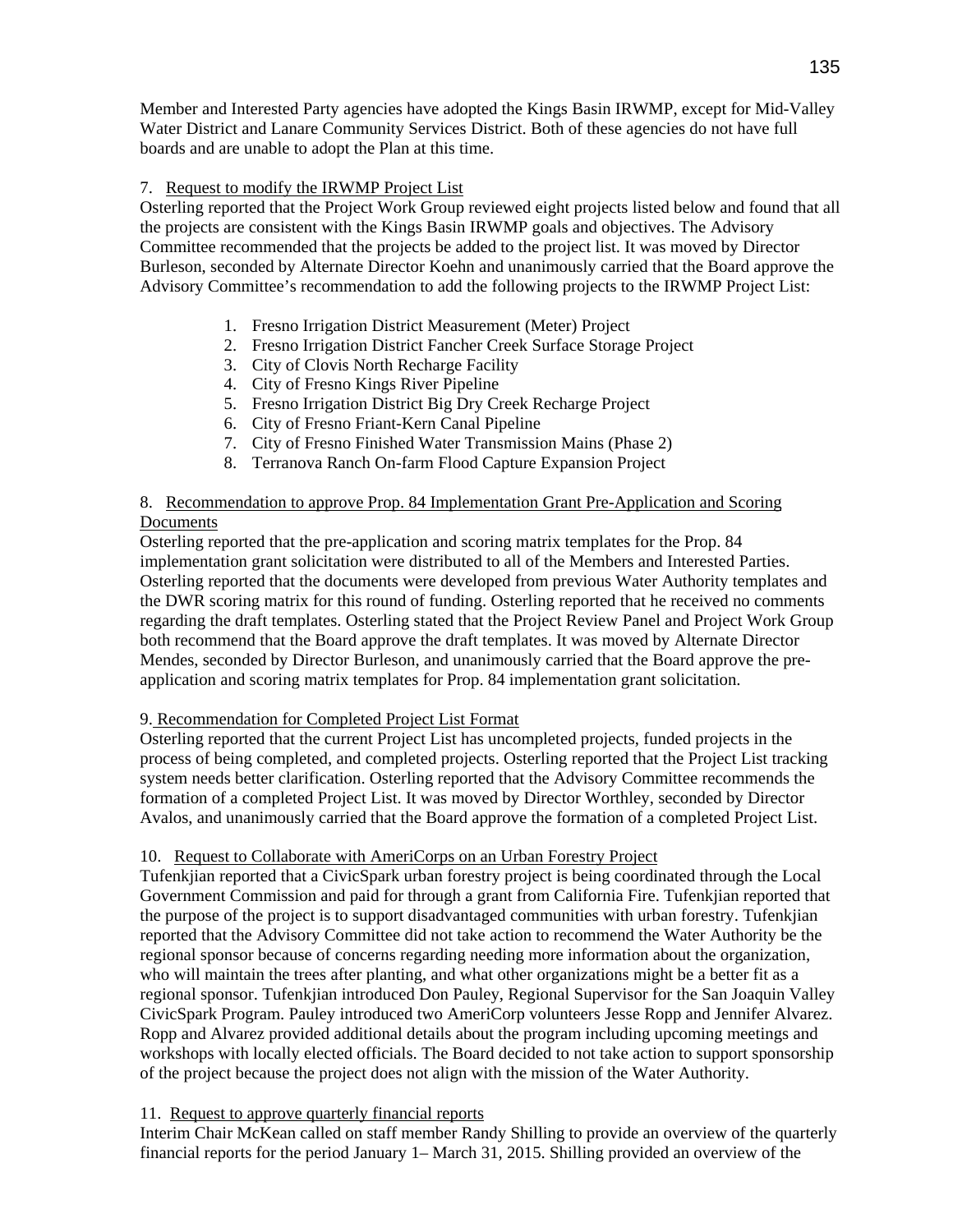Member and Interested Party agencies have adopted the Kings Basin IRWMP, except for Mid-Valley Water District and Lanare Community Services District. Both of these agencies do not have full boards and are unable to adopt the Plan at this time.

7. Request to modify the IRWMP Project List

Osterling reported that the Project Work Group reviewed eight projects listed below and found that all the projects are consistent with the Kings Basin IRWMP goals and objectives. The Advisory Committee recommended that the projects be added to the project list. It was moved by Director Burleson, seconded by Alternate Director Koehn and unanimously carried that the Board approve the Advisory Committee's recommendation to add the following projects to the IRWMP Project List:

1. Fresno Irrigation District Measurement (Meter) Project
2. Fresno Irrigation District Fancher Creek Surface Storage Project
3. City of Clovis North Recharge Facility
4. City of Fresno Kings River Pipeline
5. Fresno Irrigation District Big Dry Creek Recharge Project
6. City of Fresno Friant-Kern Canal Pipeline
7. City of Fresno Finished Water Transmission Mains (Phase 2)
8. Terranova Ranch On-farm Flood Capture Expansion Project

8. Recommendation to approve Prop. 84 Implementation Grant Pre-Application and Scoring Documents

Osterling reported that the pre-application and scoring matrix templates for the Prop. 84 implementation grant solicitation were distributed to all of the Members and Interested Parties. Osterling reported that the documents were developed from previous Water Authority templates and the DWR scoring matrix for this round of funding. Osterling reported that he received no comments regarding the draft templates. Osterling stated that the Project Review Panel and Project Work Group both recommend that the Board approve the draft templates. It was moved by Alternate Director Mendes, seconded by Director Burleson, and unanimously carried that the Board approve the pre-application and scoring matrix templates for Prop. 84 implementation grant solicitation.

9. Recommendation for Completed Project List Format

Osterling reported that the current Project List has uncompleted projects, funded projects in the process of being completed, and completed projects. Osterling reported that the Project List tracking system needs better clarification. Osterling reported that the Advisory Committee recommends the formation of a completed Project List. It was moved by Director Worthley, seconded by Director Avalos, and unanimously carried that the Board approve the formation of a completed Project List.

10. Request to Collaborate with AmeriCorps on an Urban Forestry Project

Tufenkjian reported that a CivicSpark urban forestry project is being coordinated through the Local Government Commission and paid for through a grant from California Fire. Tufenkjian reported that the purpose of the project is to support disadvantaged communities with urban forestry. Tufenkjian reported that the Advisory Committee did not take action to recommend the Water Authority be the regional sponsor because of concerns regarding needing more information about the organization, who will maintain the trees after planting, and what other organizations might be a better fit as a regional sponsor. Tufenkjian introduced Don Pauley, Regional Supervisor for the San Joaquin Valley CivicSpark Program. Pauley introduced two AmeriCorp volunteers Jesse Ropp and Jennifer Alvarez. Ropp and Alvarez provided additional details about the program including upcoming meetings and workshops with locally elected officials. The Board decided to not take action to support sponsorship of the project because the project does not align with the mission of the Water Authority.

11. Request to approve quarterly financial reports

Interim Chair McKean called on staff member Randy Shilling to provide an overview of the quarterly financial reports for the period January 1– March 31, 2015. Shilling provided an overview of the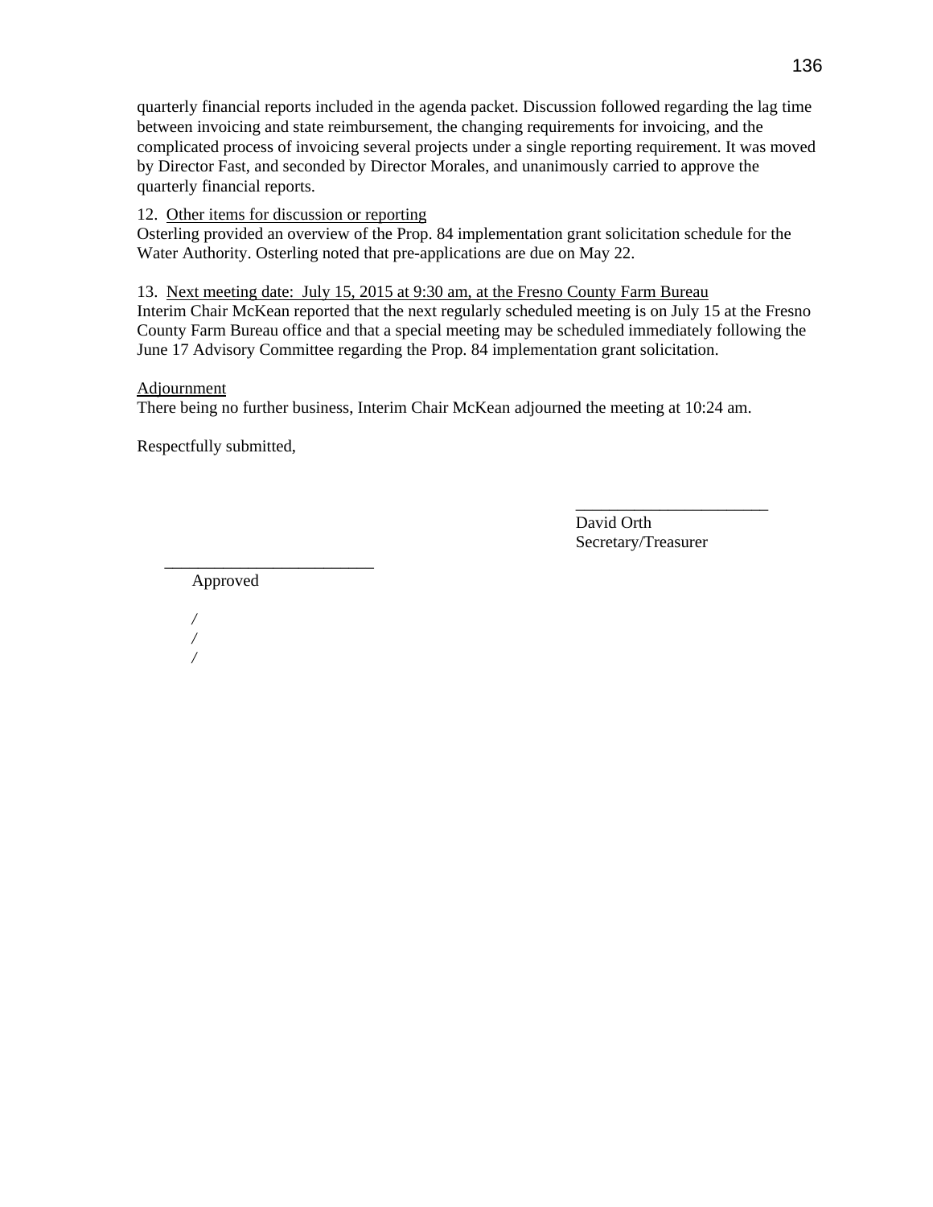quarterly financial reports included in the agenda packet. Discussion followed regarding the lag time between invoicing and state reimbursement, the changing requirements for invoicing, and the complicated process of invoicing several projects under a single reporting requirement. It was moved by Director Fast, and seconded by Director Morales, and unanimously carried to approve the quarterly financial reports.

12. Other items for discussion or reporting
Osterling provided an overview of the Prop. 84 implementation grant solicitation schedule for the Water Authority. Osterling noted that pre-applications are due on May 22.

13. Next meeting date: July 15, 2015 at 9:30 am, at the Fresno County Farm Bureau
Interim Chair McKean reported that the next regularly scheduled meeting is on July 15 at the Fresno County Farm Bureau office and that a special meeting may be scheduled immediately following the June 17 Advisory Committee regarding the Prop. 84 implementation grant solicitation.

Adjournment
There being no further business, Interim Chair McKean adjourned the meeting at 10:24 am.

Respectfully submitted,

_______________________
David Orth
Secretary/Treasurer

_________________________
Approved

/
/
/